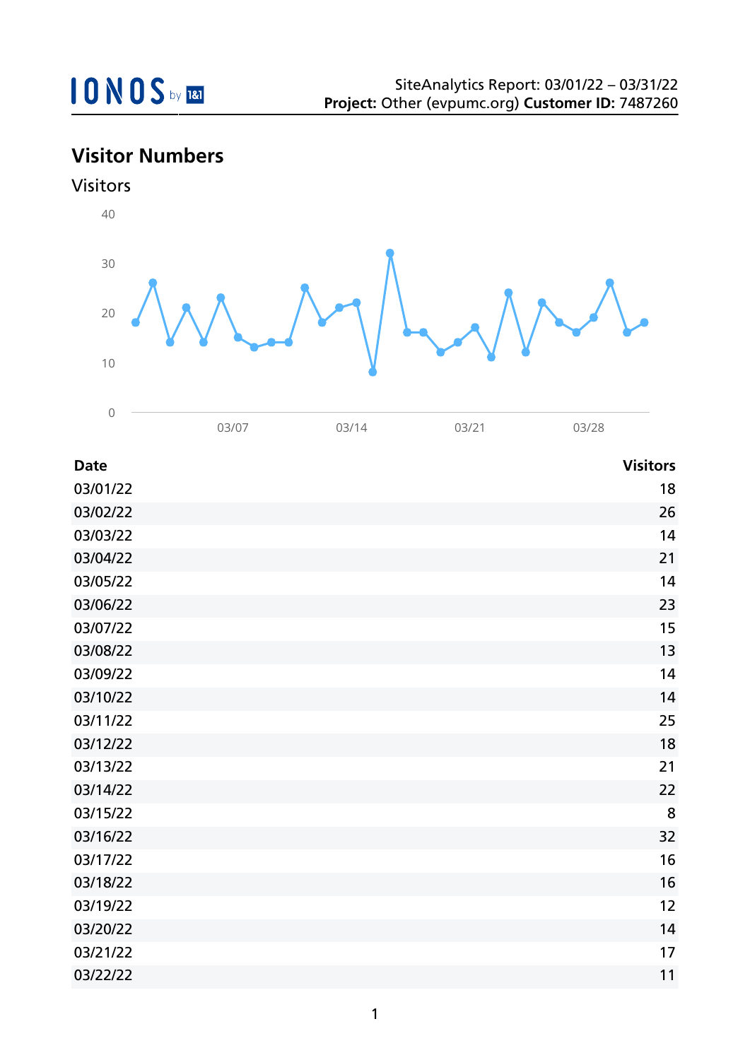SiteAnalytics Report: 03/01/22 – 03/31/22
**Project:** Other (evpumc.org) **Customer ID:** 7487260

## Visitor Numbers

### Visitors

| Date | Visitors |
|---|---|
| 03/01/22 | 18 |
| 03/02/22 | 26 |
| 03/03/22 | 14 |
| 03/04/22 | 21 |
| 03/05/22 | 14 |
| 03/06/22 | 23 |
| 03/07/22 | 15 |
| 03/08/22 | 13 |
| 03/09/22 | 14 |
| 03/10/22 | 14 |
| 03/11/22 | 25 |
| 03/12/22 | 18 |
| 03/13/22 | 21 |
| 03/14/22 | 22 |
| 03/15/22 | 8 |
| 03/16/22 | 32 |
| 03/17/22 | 16 |
| 03/18/22 | 16 |
| 03/19/22 | 12 |
| 03/20/22 | 14 |
| 03/21/22 | 17 |
| 03/22/22 | 11 |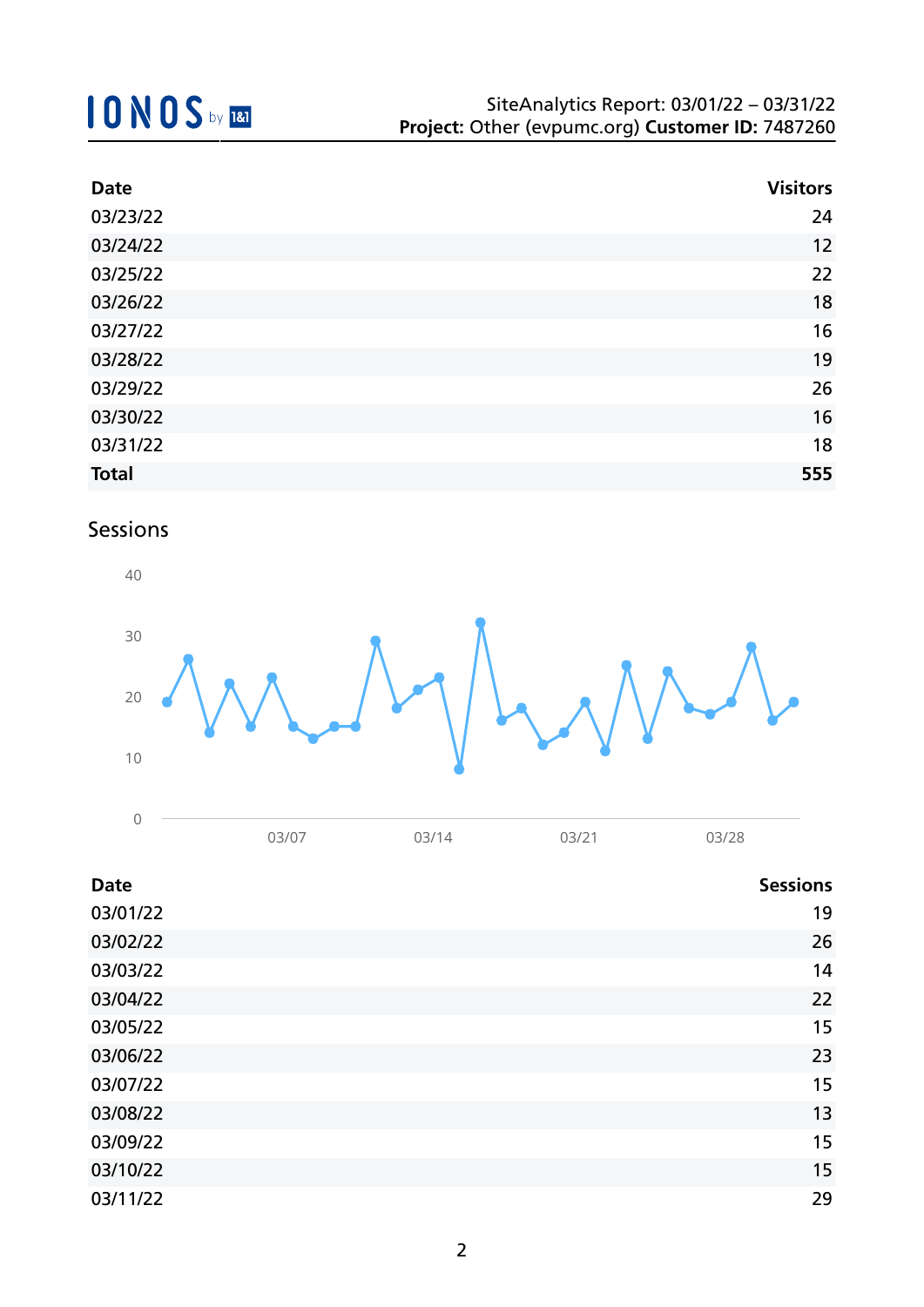| Date | Visitors |
|---|---|
| 03/23/22 | 24 |
| 03/24/22 | 12 |
| 03/25/22 | 22 |
| 03/26/22 | 18 |
| 03/27/22 | 16 |
| 03/28/22 | 19 |
| 03/29/22 | 26 |
| 03/30/22 | 16 |
| 03/31/22 | 18 |
| **Total** | **555** |

## Sessions

| Date | Sessions |
|---|---|
| 03/01/22 | 19 |
| 03/02/22 | 26 |
| 03/03/22 | 14 |
| 03/04/22 | 22 |
| 03/05/22 | 15 |
| 03/06/22 | 23 |
| 03/07/22 | 15 |
| 03/08/22 | 13 |
| 03/09/22 | 15 |
| 03/10/22 | 15 |
| 03/11/22 | 29 |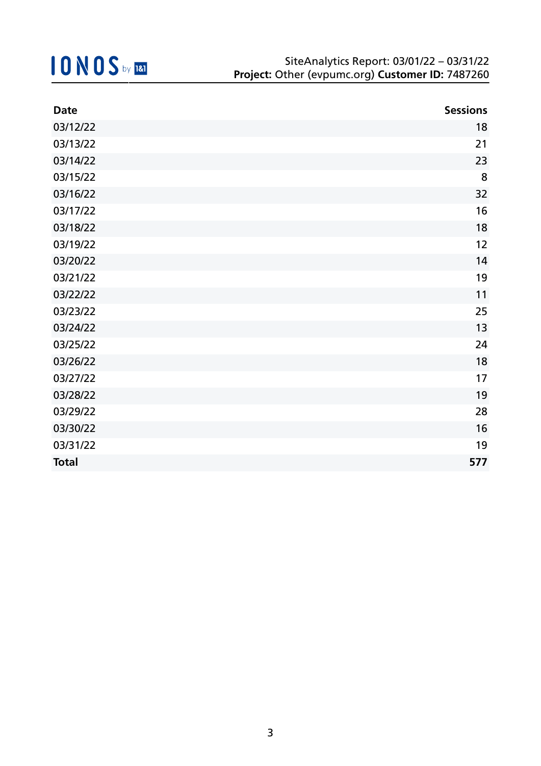| Date | Sessions |
|---|---|
| 03/12/22 | 18 |
| 03/13/22 | 21 |
| 03/14/22 | 23 |
| 03/15/22 | 8 |
| 03/16/22 | 32 |
| 03/17/22 | 16 |
| 03/18/22 | 18 |
| 03/19/22 | 12 |
| 03/20/22 | 14 |
| 03/21/22 | 19 |
| 03/22/22 | 11 |
| 03/23/22 | 25 |
| 03/24/22 | 13 |
| 03/25/22 | 24 |
| 03/26/22 | 18 |
| 03/27/22 | 17 |
| 03/28/22 | 19 |
| 03/29/22 | 28 |
| 03/30/22 | 16 |
| 03/31/22 | 19 |
| **Total** | **577** |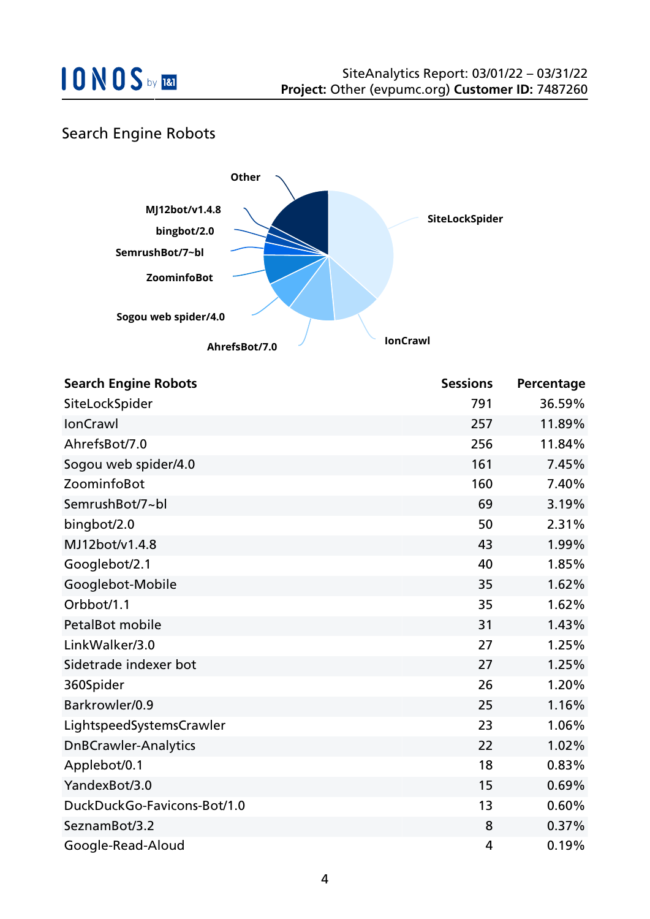## Search Engine Robots

| Search Engine Robots | Sessions | Percentage |
|---|---|---|
| SiteLockSpider | 791 | 36.59% |
| IonCrawl | 257 | 11.89% |
| AhrefsBot/7.0 | 256 | 11.84% |
| Sogou web spider/4.0 | 161 | 7.45% |
| ZoominfoBot | 160 | 7.40% |
| SemrushBot/7~bl | 69 | 3.19% |
| bingbot/2.0 | 50 | 2.31% |
| MJ12bot/v1.4.8 | 43 | 1.99% |
| Googlebot/2.1 | 40 | 1.85% |
| Googlebot-Mobile | 35 | 1.62% |
| Orbbot/1.1 | 35 | 1.62% |
| PetalBot mobile | 31 | 1.43% |
| LinkWalker/3.0 | 27 | 1.25% |
| Sidetrade indexer bot | 27 | 1.25% |
| 360Spider | 26 | 1.20% |
| Barkrowler/0.9 | 25 | 1.16% |
| LightspeedSystemsCrawler | 23 | 1.06% |
| DnBCrawler-Analytics | 22 | 1.02% |
| Applebot/0.1 | 18 | 0.83% |
| YandexBot/3.0 | 15 | 0.69% |
| DuckDuckGo-Favicons-Bot/1.0 | 13 | 0.60% |
| SeznamBot/3.2 | 8 | 0.37% |
| Google-Read-Aloud | 4 | 0.19% |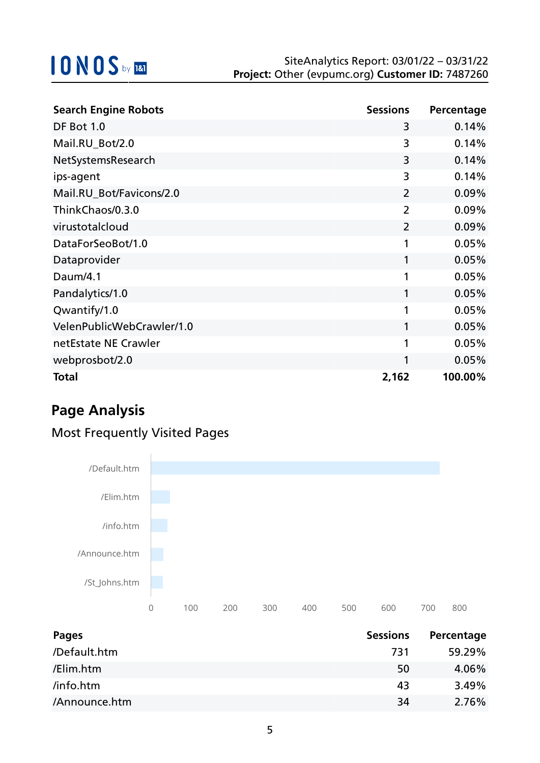| Search Engine Robots | Sessions | Percentage |
|---|---|---|
| DF Bot 1.0 | 3 | 0.14% |
| Mail.RU_Bot/2.0 | 3 | 0.14% |
| NetSystemsResearch | 3 | 0.14% |
| ips-agent | 3 | 0.14% |
| Mail.RU_Bot/Favicons/2.0 | 2 | 0.09% |
| ThinkChaos/0.3.0 | 2 | 0.09% |
| virustotalcloud | 2 | 0.09% |
| DataForSeoBot/1.0 | 1 | 0.05% |
| Dataprovider | 1 | 0.05% |
| Daum/4.1 | 1 | 0.05% |
| Pandalytics/1.0 | 1 | 0.05% |
| Qwantify/1.0 | 1 | 0.05% |
| VelenPublicWebCrawler/1.0 | 1 | 0.05% |
| netEstate NE Crawler | 1 | 0.05% |
| webprosbot/2.0 | 1 | 0.05% |
| **Total** | **2,162** | **100.00%** |

## Page Analysis

### Most Frequently Visited Pages

| Pages | Sessions | Percentage |
|---|---|---|
| /Default.htm | 731 | 59.29% |
| /Elim.htm | 50 | 4.06% |
| /info.htm | 43 | 3.49% |
| /Announce.htm | 34 | 2.76% |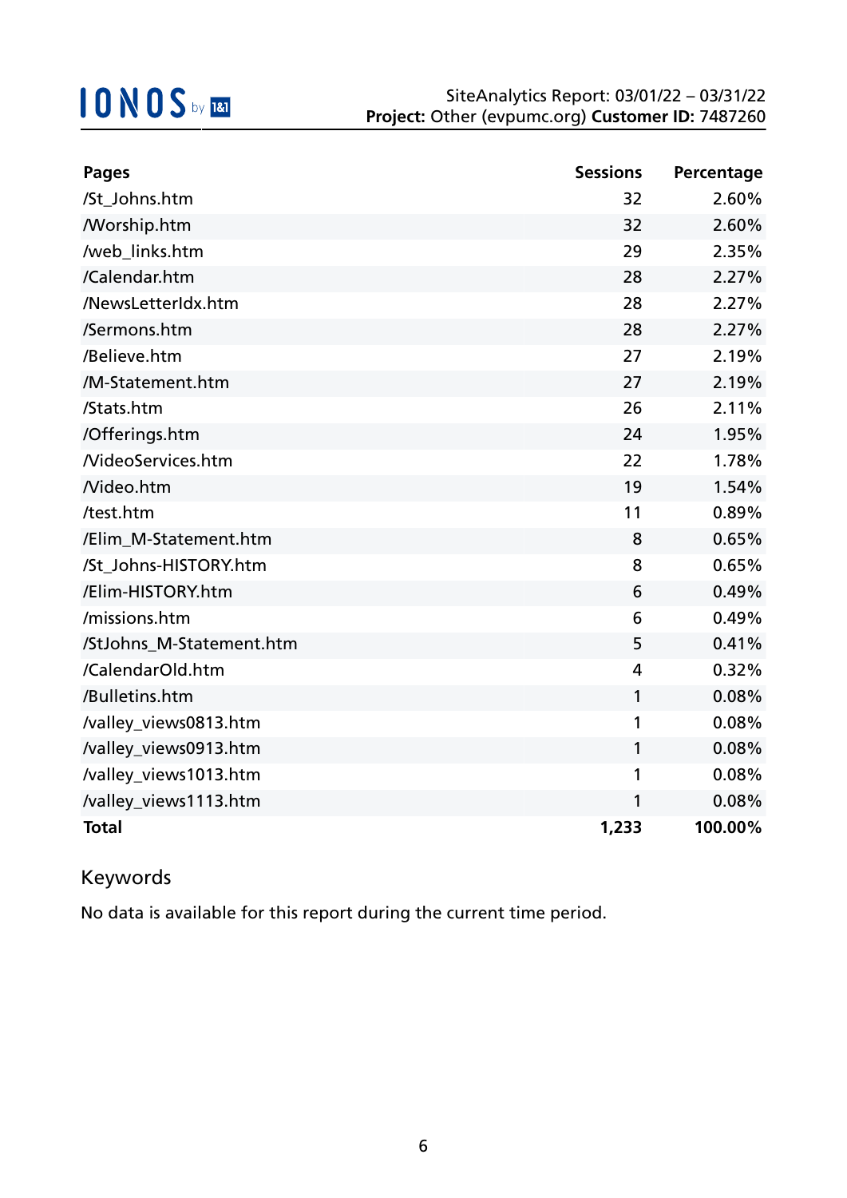| Pages | Sessions | Percentage |
|---|---|---|
| /St_Johns.htm | 32 | 2.60% |
| /Worship.htm | 32 | 2.60% |
| /web_links.htm | 29 | 2.35% |
| /Calendar.htm | 28 | 2.27% |
| /NewsLetterIdx.htm | 28 | 2.27% |
| /Sermons.htm | 28 | 2.27% |
| /Believe.htm | 27 | 2.19% |
| /M-Statement.htm | 27 | 2.19% |
| /Stats.htm | 26 | 2.11% |
| /Offerings.htm | 24 | 1.95% |
| /VideoServices.htm | 22 | 1.78% |
| /Video.htm | 19 | 1.54% |
| /test.htm | 11 | 0.89% |
| /Elim_M-Statement.htm | 8 | 0.65% |
| /St_Johns-HISTORY.htm | 8 | 0.65% |
| /Elim-HISTORY.htm | 6 | 0.49% |
| /missions.htm | 6 | 0.49% |
| /StJohns_M-Statement.htm | 5 | 0.41% |
| /CalendarOld.htm | 4 | 0.32% |
| /Bulletins.htm | 1 | 0.08% |
| /valley_views0813.htm | 1 | 0.08% |
| /valley_views0913.htm | 1 | 0.08% |
| /valley_views1013.htm | 1 | 0.08% |
| /valley_views1113.htm | 1 | 0.08% |
| **Total** | **1,233** | **100.00%** |

## Keywords

No data is available for this report during the current time period.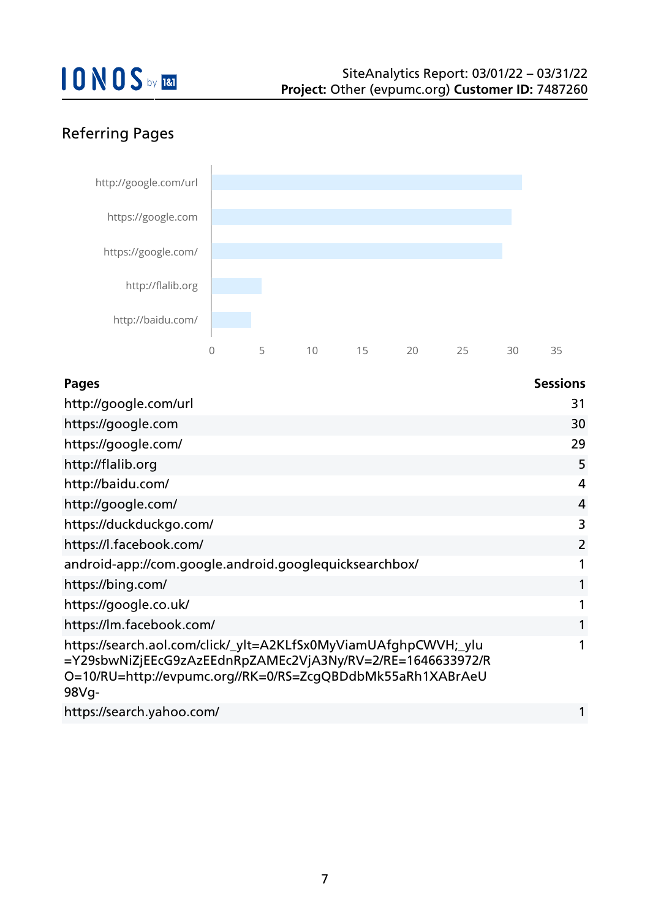## Referring Pages

| Pages | Sessions |
|---|---|
| http://google.com/url | 31 |
| https://google.com | 30 |
| https://google.com/ | 29 |
| http://flalib.org | 5 |
| http://baidu.com/ | 4 |
| http://google.com/ | 4 |
| https://duckduckgo.com/ | 3 |
| https://l.facebook.com/ | 2 |
| android-app://com.google.android.googlequicksearchbox/ | 1 |
| https://bing.com/ | 1 |
| https://google.co.uk/ | 1 |
| https://lm.facebook.com/ | 1 |
| https://search.aol.com/click/_ylt=A2KLfSx0MyViamUAfghpCWVH;_ylu=Y29sbwNiZjEEcG9zAzEEdnRpZAMEc2VjA3Ny/RV=2/RE=1646633972/RO=10/RU=http://evpumc.org//RK=0/RS=ZcgQBDdbMk55aRh1XABrAeU98Vg- | 1 |
| https://search.yahoo.com/ | 1 |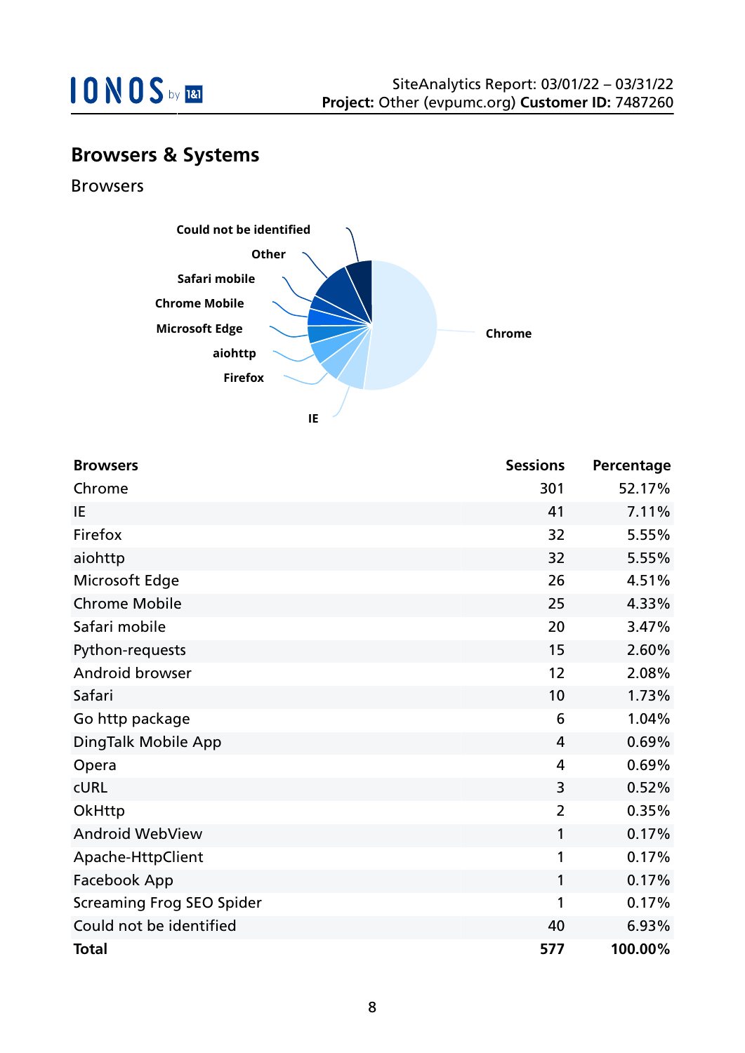## Browsers & Systems

### Browsers

| Browsers | Sessions | Percentage |
|---|---|---|
| Chrome | 301 | 52.17% |
| IE | 41 | 7.11% |
| Firefox | 32 | 5.55% |
| aiohttp | 32 | 5.55% |
| Microsoft Edge | 26 | 4.51% |
| Chrome Mobile | 25 | 4.33% |
| Safari mobile | 20 | 3.47% |
| Python-requests | 15 | 2.60% |
| Android browser | 12 | 2.08% |
| Safari | 10 | 1.73% |
| Go http package | 6 | 1.04% |
| DingTalk Mobile App | 4 | 0.69% |
| Opera | 4 | 0.69% |
| cURL | 3 | 0.52% |
| OkHttp | 2 | 0.35% |
| Android WebView | 1 | 0.17% |
| Apache-HttpClient | 1 | 0.17% |
| Facebook App | 1 | 0.17% |
| Screaming Frog SEO Spider | 1 | 0.17% |
| Could not be identified | 40 | 6.93% |
| **Total** | **577** | **100.00%** |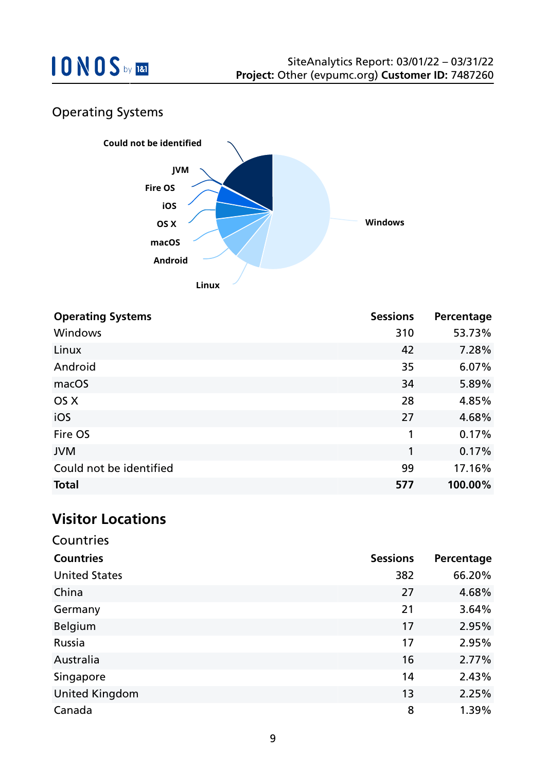## Operating Systems

| Operating Systems | Sessions | Percentage |
|---|---|---|
| Windows | 310 | 53.73% |
| Linux | 42 | 7.28% |
| Android | 35 | 6.07% |
| macOS | 34 | 5.89% |
| OS X | 28 | 4.85% |
| iOS | 27 | 4.68% |
| Fire OS | 1 | 0.17% |
| JVM | 1 | 0.17% |
| Could not be identified | 99 | 17.16% |
| **Total** | **577** | **100.00%** |

# Visitor Locations

## Countries

| Countries | Sessions | Percentage |
|---|---|---|
| United States | 382 | 66.20% |
| China | 27 | 4.68% |
| Germany | 21 | 3.64% |
| Belgium | 17 | 2.95% |
| Russia | 17 | 2.95% |
| Australia | 16 | 2.77% |
| Singapore | 14 | 2.43% |
| United Kingdom | 13 | 2.25% |
| Canada | 8 | 1.39% |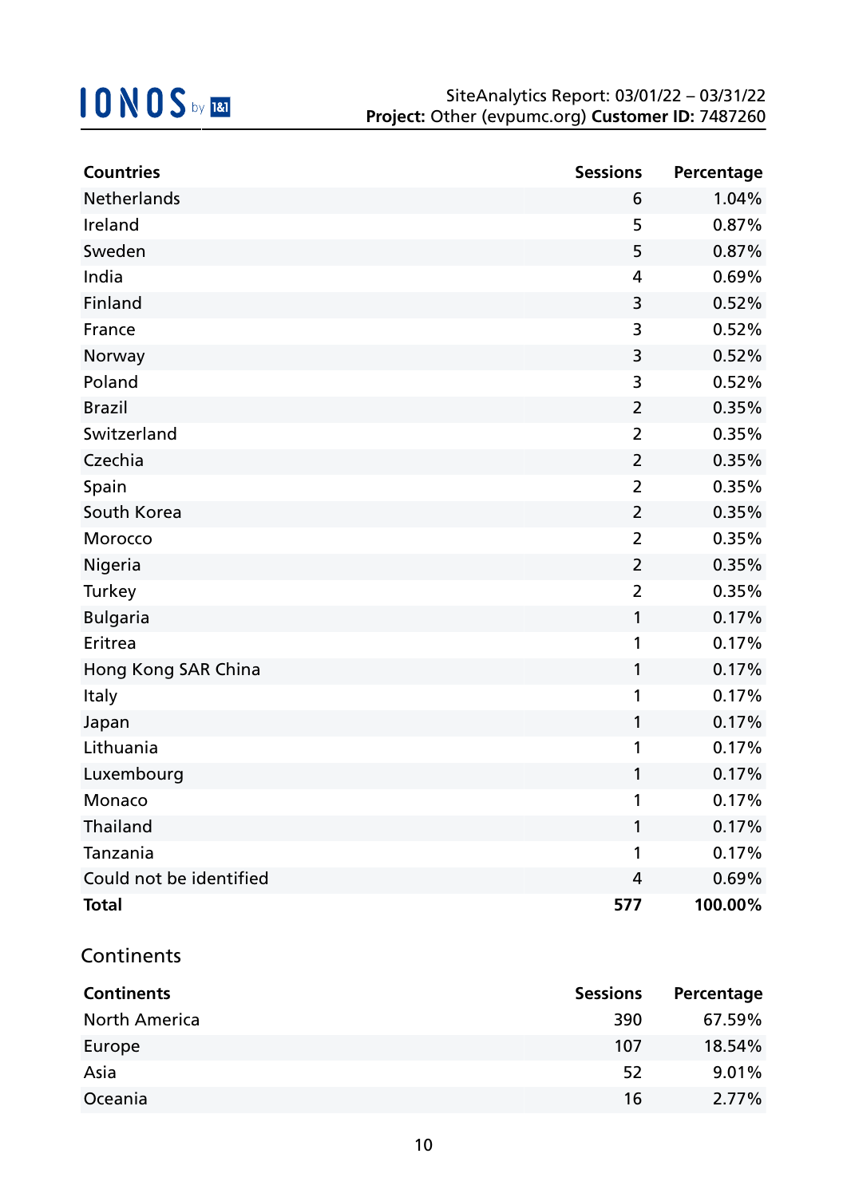| Countries | Sessions | Percentage |
| --- | --- | --- |
| Netherlands | 6 | 1.04% |
| Ireland | 5 | 0.87% |
| Sweden | 5 | 0.87% |
| India | 4 | 0.69% |
| Finland | 3 | 0.52% |
| France | 3 | 0.52% |
| Norway | 3 | 0.52% |
| Poland | 3 | 0.52% |
| Brazil | 2 | 0.35% |
| Switzerland | 2 | 0.35% |
| Czechia | 2 | 0.35% |
| Spain | 2 | 0.35% |
| South Korea | 2 | 0.35% |
| Morocco | 2 | 0.35% |
| Nigeria | 2 | 0.35% |
| Turkey | 2 | 0.35% |
| Bulgaria | 1 | 0.17% |
| Eritrea | 1 | 0.17% |
| Hong Kong SAR China | 1 | 0.17% |
| Italy | 1 | 0.17% |
| Japan | 1 | 0.17% |
| Lithuania | 1 | 0.17% |
| Luxembourg | 1 | 0.17% |
| Monaco | 1 | 0.17% |
| Thailand | 1 | 0.17% |
| Tanzania | 1 | 0.17% |
| Could not be identified | 4 | 0.69% |
| **Total** | **577** | **100.00%** |

## Continents

| Continents | Sessions | Percentage |
| --- | --- | --- |
| North America | 390 | 67.59% |
| Europe | 107 | 18.54% |
| Asia | 52 | 9.01% |
| Oceania | 16 | 2.77% |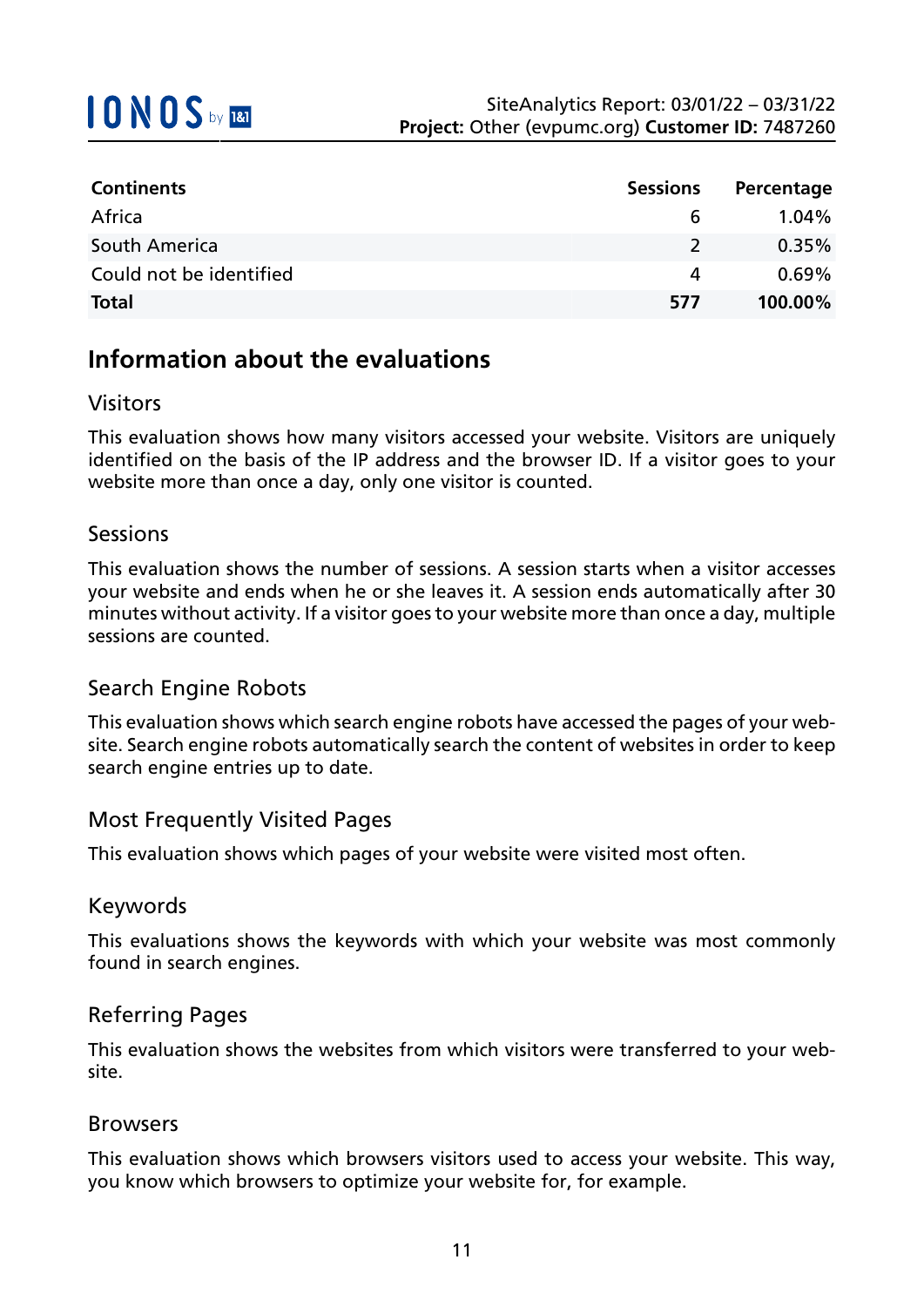| Continents | Sessions | Percentage |
|---|---|---|
| Africa | 6 | 1.04% |
| South America | 2 | 0.35% |
| Could not be identified | 4 | 0.69% |
| **Total** | **577** | **100.00%** |

## Information about the evaluations

### Visitors

This evaluation shows how many visitors accessed your website. Visitors are uniquely identified on the basis of the IP address and the browser ID. If a visitor goes to your website more than once a day, only one visitor is counted.

### Sessions

This evaluation shows the number of sessions. A session starts when a visitor accesses your website and ends when he or she leaves it. A session ends automatically after 30 minutes without activity. If a visitor goes to your website more than once a day, multiple sessions are counted.

### Search Engine Robots

This evaluation shows which search engine robots have accessed the pages of your website. Search engine robots automatically search the content of websites in order to keep search engine entries up to date.

### Most Frequently Visited Pages

This evaluation shows which pages of your website were visited most often.

### Keywords

This evaluations shows the keywords with which your website was most commonly found in search engines.

### Referring Pages

This evaluation shows the websites from which visitors were transferred to your website.

### Browsers

This evaluation shows which browsers visitors used to access your website. This way, you know which browsers to optimize your website for, for example.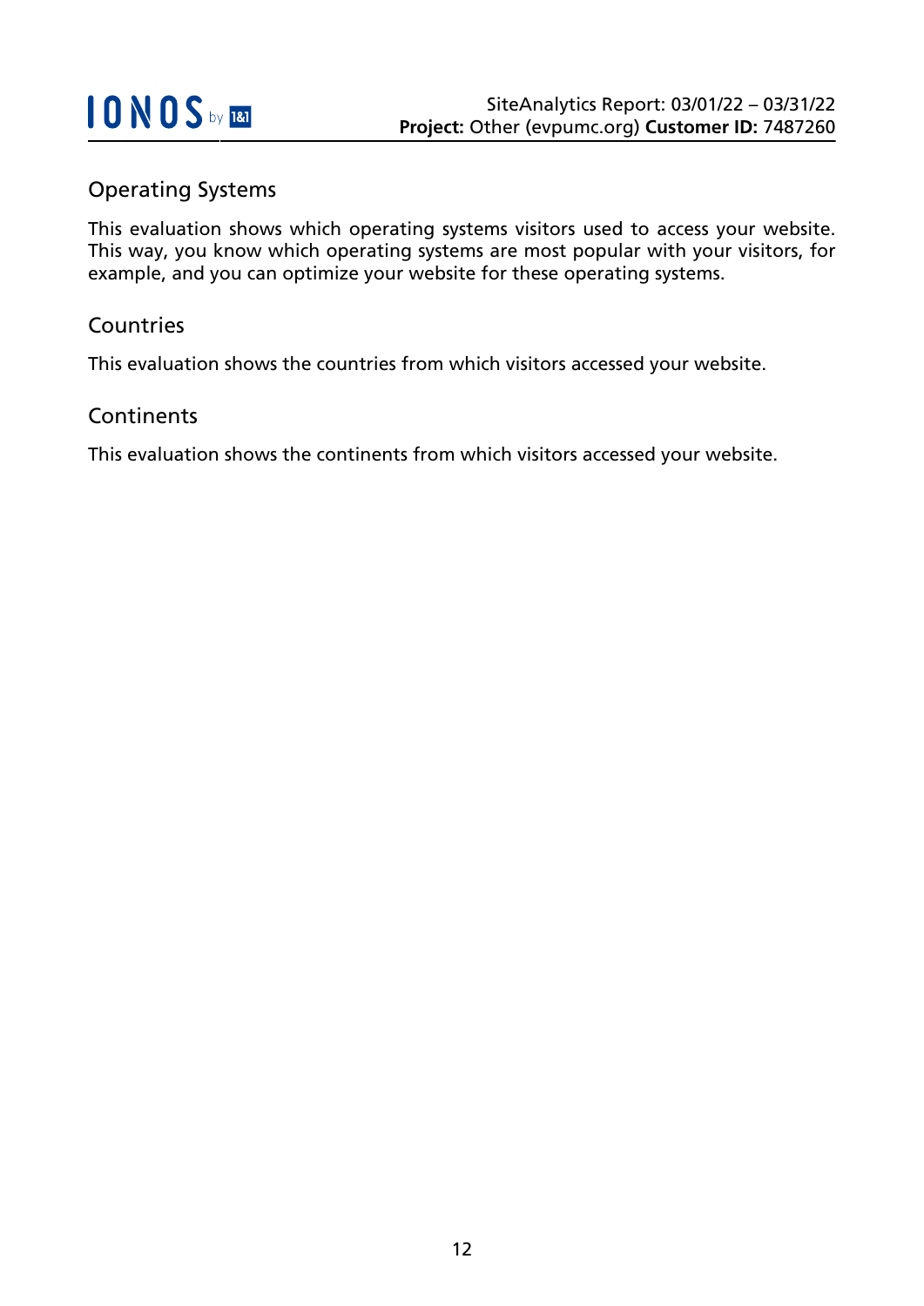## Operating Systems

This evaluation shows which operating systems visitors used to access your website. This way, you know which operating systems are most popular with your visitors, for example, and you can optimize your website for these operating systems.

## Countries

This evaluation shows the countries from which visitors accessed your website.

## Continents

This evaluation shows the continents from which visitors accessed your website.